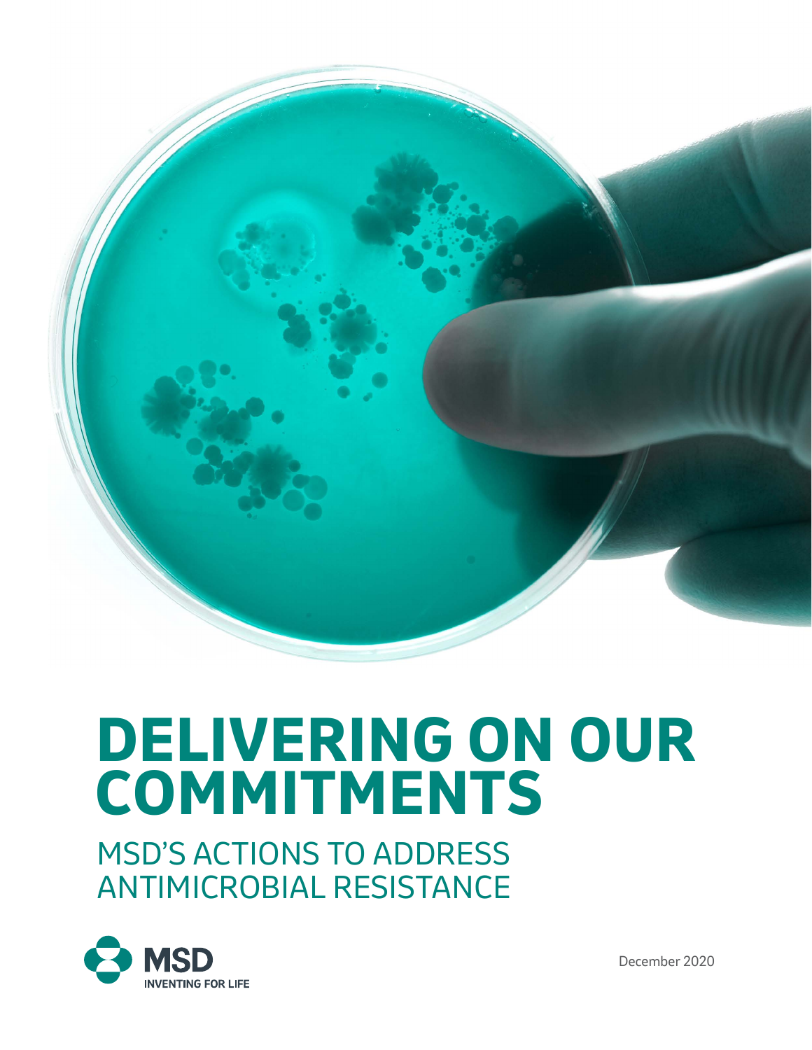# DELIVERING ON OUR COMMITMENTS

## MSD'S ACTIONS TO ADDRESS ANTIMICROBIAL RESISTANCE

MSD
INVENTING FOR LIFE

December 2020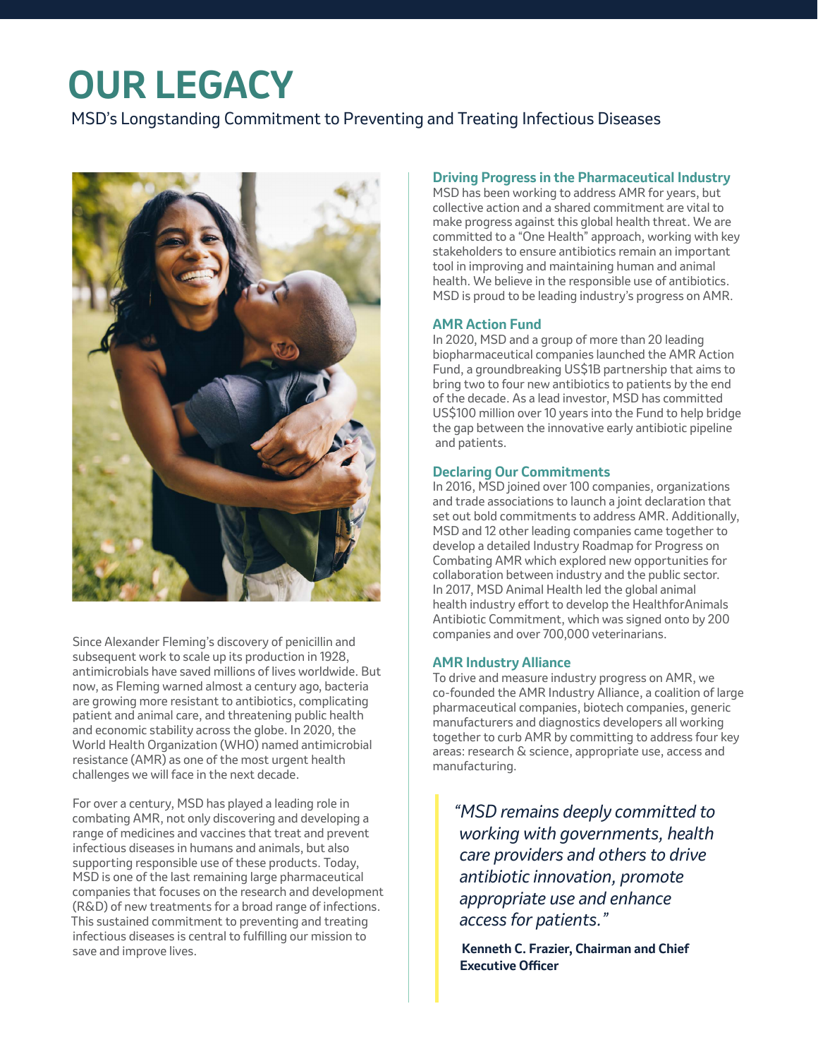# OUR LEGACY

MSD's Longstanding Commitment to Preventing and Treating Infectious Diseases

Since Alexander Fleming's discovery of penicillin and subsequent work to scale up its production in 1928, antimicrobials have saved millions of lives worldwide. But now, as Fleming warned almost a century ago, bacteria are growing more resistant to antibiotics, complicating patient and animal care, and threatening public health and economic stability across the globe. In 2020, the World Health Organization (WHO) named antimicrobial resistance (AMR) as one of the most urgent health challenges we will face in the next decade.

For over a century, MSD has played a leading role in combating AMR, not only discovering and developing a range of medicines and vaccines that treat and prevent infectious diseases in humans and animals, but also supporting responsible use of these products. Today, MSD is one of the last remaining large pharmaceutical companies that focuses on the research and development (R&D) of new treatments for a broad range of infections. This sustained commitment to preventing and treating infectious diseases is central to fulfilling our mission to save and improve lives.

### Driving Progress in the Pharmaceutical Industry

MSD has been working to address AMR for years, but collective action and a shared commitment are vital to make progress against this global health threat. We are committed to a "One Health" approach, working with key stakeholders to ensure antibiotics remain an important tool in improving and maintaining human and animal health. We believe in the responsible use of antibiotics. MSD is proud to be leading industry's progress on AMR.

### AMR Action Fund

In 2020, MSD and a group of more than 20 leading biopharmaceutical companies launched the AMR Action Fund, a groundbreaking US$1B partnership that aims to bring two to four new antibiotics to patients by the end of the decade. As a lead investor, MSD has committed US$100 million over 10 years into the Fund to help bridge the gap between the innovative early antibiotic pipeline and patients.

### Declaring Our Commitments

In 2016, MSD joined over 100 companies, organizations and trade associations to launch a joint declaration that set out bold commitments to address AMR. Additionally, MSD and 12 other leading companies came together to develop a detailed Industry Roadmap for Progress on Combating AMR which explored new opportunities for collaboration between industry and the public sector. In 2017, MSD Animal Health led the global animal health industry effort to develop the HealthforAnimals Antibiotic Commitment, which was signed onto by 200 companies and over 700,000 veterinarians.

### AMR Industry Alliance

To drive and measure industry progress on AMR, we co-founded the AMR Industry Alliance, a coalition of large pharmaceutical companies, biotech companies, generic manufacturers and diagnostics developers all working together to curb AMR by committing to address four key areas: research & science, appropriate use, access and manufacturing.

> *"MSD remains deeply committed to working with governments, health care providers and others to drive antibiotic innovation, promote appropriate use and enhance access for patients."*
>
> **Kenneth C. Frazier, Chairman and Chief Executive Officer**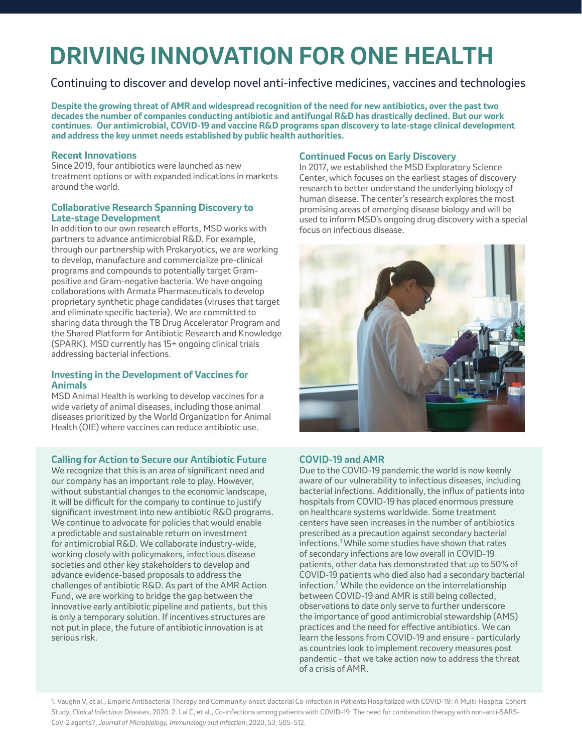# DRIVING INNOVATION FOR ONE HEALTH

Continuing to discover and develop novel anti-infective medicines, vaccines and technologies

**Despite the growing threat of AMR and widespread recognition of the need for new antibiotics, over the past two decades the number of companies conducting antibiotic and antifungal R&D has drastically declined. But our work continues. Our antimicrobial, COVID-19 and vaccine R&D programs span discovery to late-stage clinical development and address the key unmet needs established by public health authorities.**

### Recent Innovations

Since 2019, four antibiotics were launched as new treatment options or with expanded indications in markets around the world.

### Collaborative Research Spanning Discovery to Late-stage Development

In addition to our own research efforts, MSD works with partners to advance antimicrobial R&D. For example, through our partnership with Prokaryotics, we are working to develop, manufacture and commercialize pre-clinical programs and compounds to potentially target Gram-positive and Gram-negative bacteria. We have ongoing collaborations with Armata Pharmaceuticals to develop proprietary synthetic phage candidates (viruses that target and eliminate specific bacteria). We are committed to sharing data through the TB Drug Accelerator Program and the Shared Platform for Antibiotic Research and Knowledge (SPARK). MSD currently has 15+ ongoing clinical trials addressing bacterial infections.

### Investing in the Development of Vaccines for Animals

MSD Animal Health is working to develop vaccines for a wide variety of animal diseases, including those animal diseases prioritized by the World Organization for Animal Health (OIE) where vaccines can reduce antibiotic use.

### Continued Focus on Early Discovery

In 2017, we established the MSD Exploratory Science Center, which focuses on the earliest stages of discovery research to better understand the underlying biology of human disease. The center's research explores the most promising areas of emerging disease biology and will be used to inform MSD's ongoing drug discovery with a special focus on infectious disease.

### Calling for Action to Secure our Antibiotic Future

We recognize that this is an area of significant need and our company has an important role to play. However, without substantial changes to the economic landscape, it will be difficult for the company to continue to justify significant investment into new antibiotic R&D programs. We continue to advocate for policies that would enable a predictable and sustainable return on investment for antimicrobial R&D. We collaborate industry-wide, working closely with policymakers, infectious disease societies and other key stakeholders to develop and advance evidence-based proposals to address the challenges of antibiotic R&D. As part of the AMR Action Fund, we are working to bridge the gap between the innovative early antibiotic pipeline and patients, but this is only a temporary solution. If incentives structures are not put in place, the future of antibiotic innovation is at serious risk.

### COVID-19 and AMR

Due to the COVID-19 pandemic the world is now keenly aware of our vulnerability to infectious diseases, including bacterial infections. Additionally, the influx of patients into hospitals from COVID-19 has placed enormous pressure on healthcare systems worldwide. Some treatment centers have seen increases in the number of antibiotics prescribed as a precaution against secondary bacterial infections.[1] While some studies have shown that rates of secondary infections are low overall in COVID-19 patients, other data has demonstrated that up to 50% of COVID-19 patients who died also had a secondary bacterial infection.[2] While the evidence on the interrelationship between COVID-19 and AMR is still being collected, observations to date only serve to further underscore the importance of good antimicrobial stewardship (AMS) practices and the need for effective antibiotics. We can learn the lessons from COVID-19 and ensure - particularly as countries look to implement recovery measures post pandemic - that we take action now to address the threat of a crisis of AMR.

1. Vaughn V, et al., Empiric Antibacterial Therapy and Community-onset Bacterial Co-infection in Patients Hospitalized with COVID-19: A Multi-Hospital Cohort Study, *Clinical Infectious Diseases*, 2020. 2. Lai C, et al., Co-infections among patients with COVID-19: The need for combination therapy with non-anti-SARS-CoV-2 agents?, *Journal of Microbiology, Immunology and Infection*, 2020, 53: 505-512.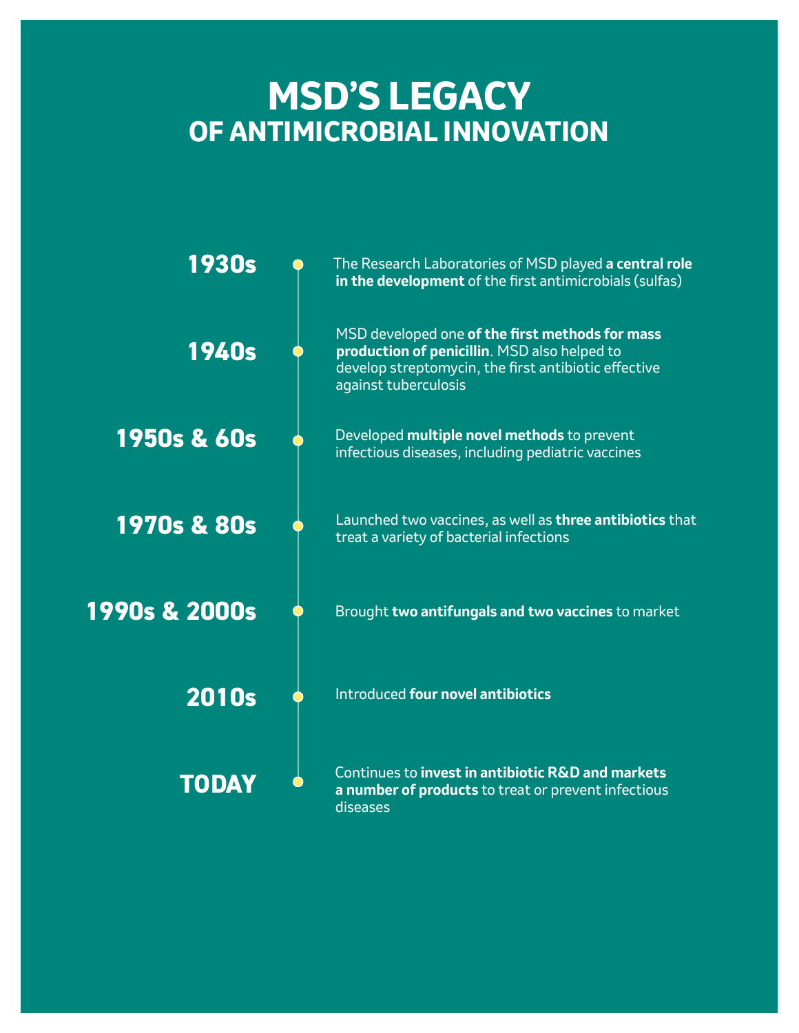# MSD'S LEGACY
## OF ANTIMICROBIAL INNOVATION

**1930s**

The Research Laboratories of MSD played **a central role in the development** of the first antimicrobials (sulfas)

**1940s**

MSD developed one **of the first methods for mass production of penicillin**. MSD also helped to develop streptomycin, the first antibiotic effective against tuberculosis

**1950s & 60s**

Developed **multiple novel methods** to prevent infectious diseases, including pediatric vaccines

**1970s & 80s**

Launched two vaccines, as well as **three antibiotics** that treat a variety of bacterial infections

**1990s & 2000s**

Brought **two antifungals and two vaccines** to market

**2010s**

Introduced **four novel antibiotics**

**TODAY**

Continues to **invest in antibiotic R&D and markets a number of products** to treat or prevent infectious diseases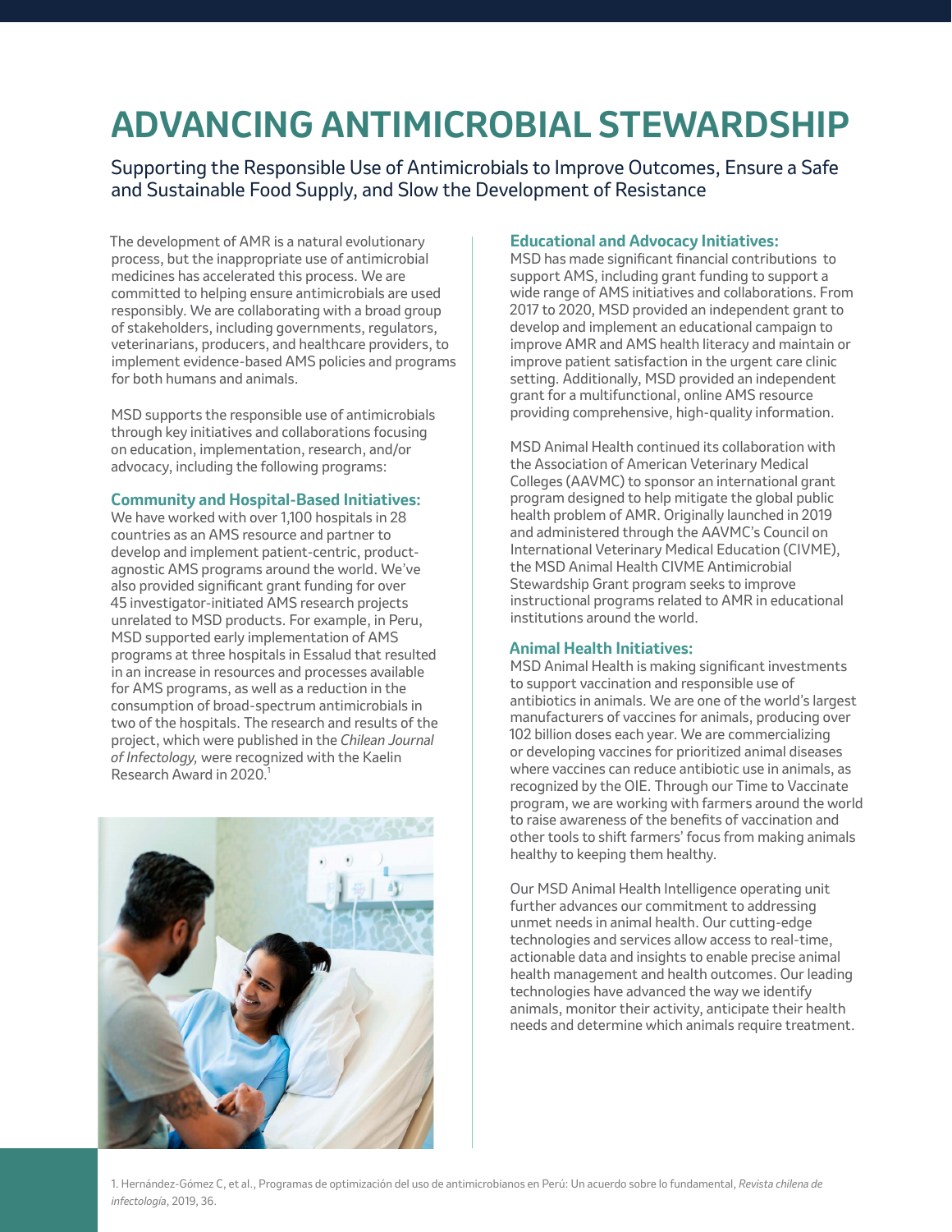# ADVANCING ANTIMICROBIAL STEWARDSHIP

Supporting the Responsible Use of Antimicrobials to Improve Outcomes, Ensure a Safe and Sustainable Food Supply, and Slow the Development of Resistance

The development of AMR is a natural evolutionary process, but the inappropriate use of antimicrobial medicines has accelerated this process. We are committed to helping ensure antimicrobials are used responsibly. We are collaborating with a broad group of stakeholders, including governments, regulators, veterinarians, producers, and healthcare providers, to implement evidence-based AMS policies and programs for both humans and animals.

MSD supports the responsible use of antimicrobials through key initiatives and collaborations focusing on education, implementation, research, and/or advocacy, including the following programs:

### Community and Hospital-Based Initiatives:

We have worked with over 1,100 hospitals in 28 countries as an AMS resource and partner to develop and implement patient-centric, product-agnostic AMS programs around the world. We've also provided significant grant funding for over 45 investigator-initiated AMS research projects unrelated to MSD products. For example, in Peru, MSD supported early implementation of AMS programs at three hospitals in Essalud that resulted in an increase in resources and processes available for AMS programs, as well as a reduction in the consumption of broad-spectrum antimicrobials in two of the hospitals. The research and results of the project, which were published in the *Chilean Journal of Infectology,* were recognized with the Kaelin Research Award in 2020.[1]

### Educational and Advocacy Initiatives:

MSD has made significant financial contributions to support AMS, including grant funding to support a wide range of AMS initiatives and collaborations. From 2017 to 2020, MSD provided an independent grant to develop and implement an educational campaign to improve AMR and AMS health literacy and maintain or improve patient satisfaction in the urgent care clinic setting. Additionally, MSD provided an independent grant for a multifunctional, online AMS resource providing comprehensive, high-quality information.

MSD Animal Health continued its collaboration with the Association of American Veterinary Medical Colleges (AAVMC) to sponsor an international grant program designed to help mitigate the global public health problem of AMR. Originally launched in 2019 and administered through the AAVMC's Council on International Veterinary Medical Education (CIVME), the MSD Animal Health CIVME Antimicrobial Stewardship Grant program seeks to improve instructional programs related to AMR in educational institutions around the world.

### Animal Health Initiatives:

MSD Animal Health is making significant investments to support vaccination and responsible use of antibiotics in animals. We are one of the world's largest manufacturers of vaccines for animals, producing over 102 billion doses each year. We are commercializing or developing vaccines for prioritized animal diseases where vaccines can reduce antibiotic use in animals, as recognized by the OIE. Through our Time to Vaccinate program, we are working with farmers around the world to raise awareness of the benefits of vaccination and other tools to shift farmers' focus from making animals healthy to keeping them healthy.

Our MSD Animal Health Intelligence operating unit further advances our commitment to addressing unmet needs in animal health. Our cutting-edge technologies and services allow access to real-time, actionable data and insights to enable precise animal health management and health outcomes. Our leading technologies have advanced the way we identify animals, monitor their activity, anticipate their health needs and determine which animals require treatment.

1. Hernández-Gómez C, et al., Programas de optimización del uso de antimicrobianos en Perú: Un acuerdo sobre lo fundamental, *Revista chilena de infectologia*, 2019, 36.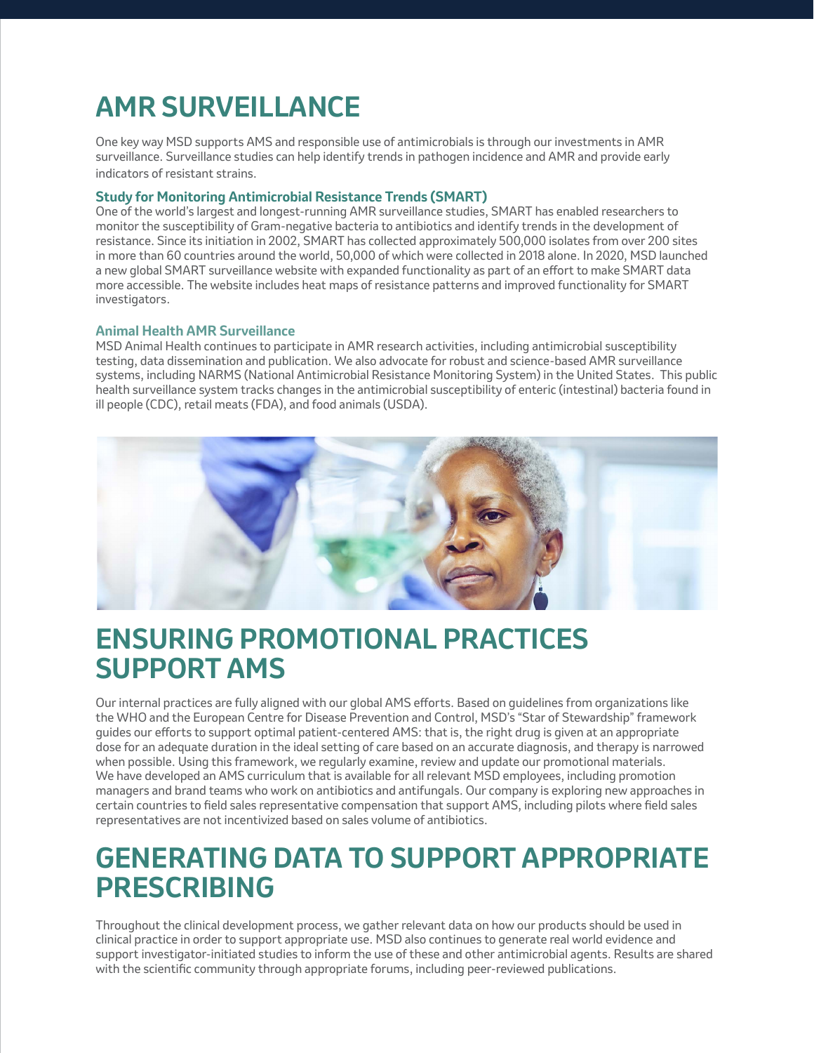# AMR SURVEILLANCE

One key way MSD supports AMS and responsible use of antimicrobials is through our investments in AMR surveillance. Surveillance studies can help identify trends in pathogen incidence and AMR and provide early indicators of resistant strains.

### Study for Monitoring Antimicrobial Resistance Trends (SMART)

One of the world's largest and longest-running AMR surveillance studies, SMART has enabled researchers to monitor the susceptibility of Gram-negative bacteria to antibiotics and identify trends in the development of resistance. Since its initiation in 2002, SMART has collected approximately 500,000 isolates from over 200 sites in more than 60 countries around the world, 50,000 of which were collected in 2018 alone. In 2020, MSD launched a new global SMART surveillance website with expanded functionality as part of an effort to make SMART data more accessible. The website includes heat maps of resistance patterns and improved functionality for SMART investigators.

### Animal Health AMR Surveillance

MSD Animal Health continues to participate in AMR research activities, including antimicrobial susceptibility testing, data dissemination and publication. We also advocate for robust and science-based AMR surveillance systems, including NARMS (National Antimicrobial Resistance Monitoring System) in the United States. This public health surveillance system tracks changes in the antimicrobial susceptibility of enteric (intestinal) bacteria found in ill people (CDC), retail meats (FDA), and food animals (USDA).

# ENSURING PROMOTIONAL PRACTICES SUPPORT AMS

Our internal practices are fully aligned with our global AMS efforts. Based on guidelines from organizations like the WHO and the European Centre for Disease Prevention and Control, MSD's "Star of Stewardship" framework guides our efforts to support optimal patient-centered AMS: that is, the right drug is given at an appropriate dose for an adequate duration in the ideal setting of care based on an accurate diagnosis, and therapy is narrowed when possible. Using this framework, we regularly examine, review and update our promotional materials. We have developed an AMS curriculum that is available for all relevant MSD employees, including promotion managers and brand teams who work on antibiotics and antifungals. Our company is exploring new approaches in certain countries to field sales representative compensation that support AMS, including pilots where field sales representatives are not incentivized based on sales volume of antibiotics.

# GENERATING DATA TO SUPPORT APPROPRIATE PRESCRIBING

Throughout the clinical development process, we gather relevant data on how our products should be used in clinical practice in order to support appropriate use. MSD also continues to generate real world evidence and support investigator-initiated studies to inform the use of these and other antimicrobial agents. Results are shared with the scientific community through appropriate forums, including peer-reviewed publications.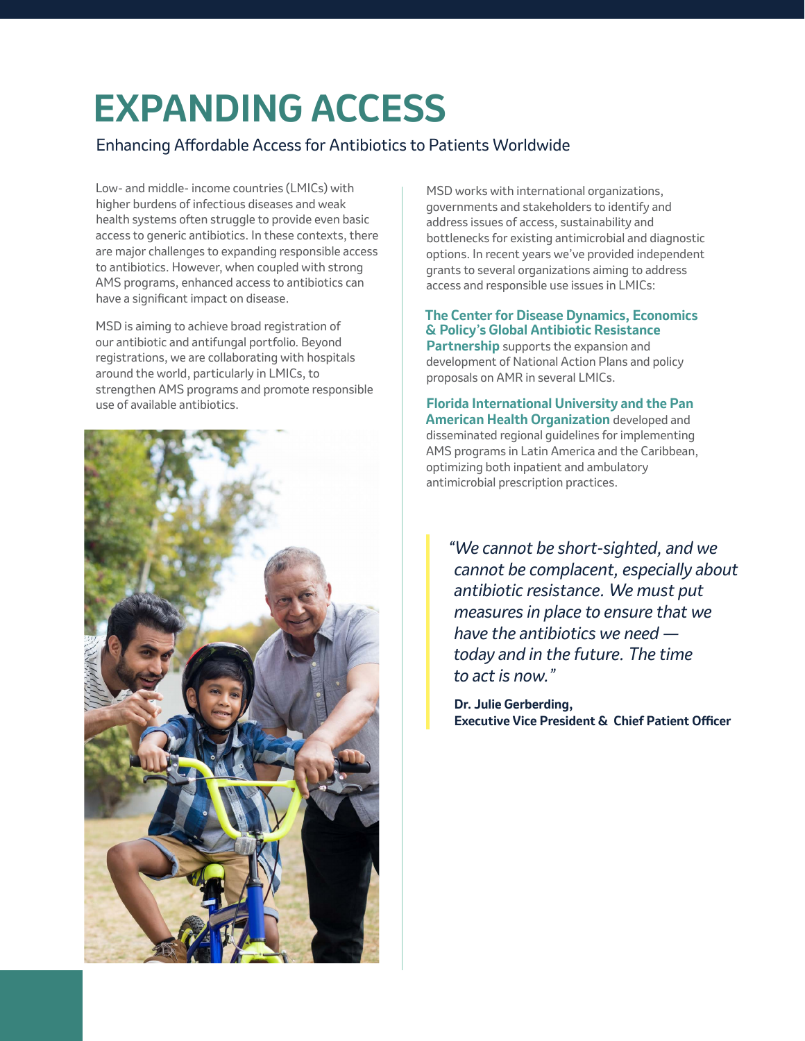# EXPANDING ACCESS

Enhancing Affordable Access for Antibiotics to Patients Worldwide

Low- and middle- income countries (LMICs) with higher burdens of infectious diseases and weak health systems often struggle to provide even basic access to generic antibiotics. In these contexts, there are major challenges to expanding responsible access to antibiotics. However, when coupled with strong AMS programs, enhanced access to antibiotics can have a significant impact on disease.

MSD is aiming to achieve broad registration of our antibiotic and antifungal portfolio. Beyond registrations, we are collaborating with hospitals around the world, particularly in LMICs, to strengthen AMS programs and promote responsible use of available antibiotics.

MSD works with international organizations, governments and stakeholders to identify and address issues of access, sustainability and bottlenecks for existing antimicrobial and diagnostic options. In recent years we've provided independent grants to several organizations aiming to address access and responsible use issues in LMICs:

**The Center for Disease Dynamics, Economics & Policy's Global Antibiotic Resistance Partnership** supports the expansion and development of National Action Plans and policy proposals on AMR in several LMICs.

**Florida International University and the Pan American Health Organization** developed and disseminated regional guidelines for implementing AMS programs in Latin America and the Caribbean, optimizing both inpatient and ambulatory antimicrobial prescription practices.

> *"We cannot be short-sighted, and we cannot be complacent, especially about antibiotic resistance. We must put measures in place to ensure that we have the antibiotics we need — today and in the future. The time to act is now."*
>
> **Dr. Julie Gerberding,**
> **Executive Vice President & Chief Patient Officer**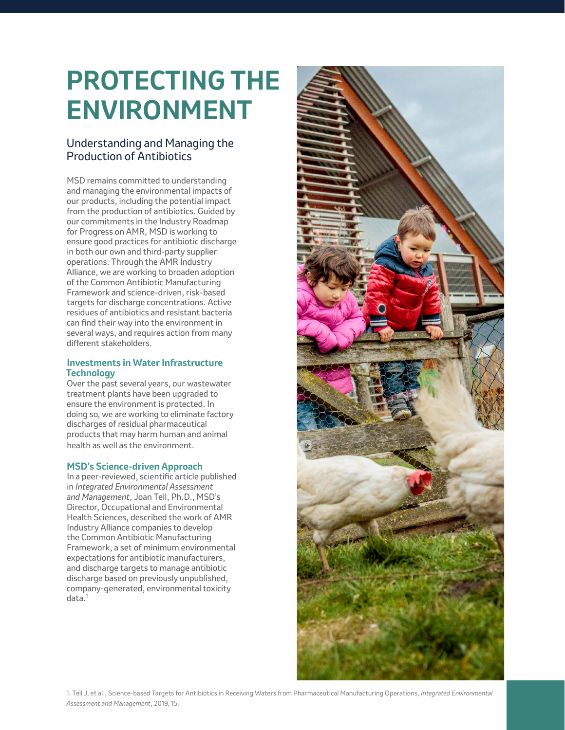# PROTECTING THE ENVIRONMENT

## Understanding and Managing the Production of Antibiotics

MSD remains committed to understanding and managing the environmental impacts of our products, including the potential impact from the production of antibiotics. Guided by our commitments in the Industry Roadmap for Progress on AMR, MSD is working to ensure good practices for antibiotic discharge in both our own and third-party supplier operations. Through the AMR Industry Alliance, we are working to broaden adoption of the Common Antibiotic Manufacturing Framework and science-driven, risk-based targets for discharge concentrations. Active residues of antibiotics and resistant bacteria can find their way into the environment in several ways, and requires action from many different stakeholders.

### Investments in Water Infrastructure Technology

Over the past several years, our wastewater treatment plants have been upgraded to ensure the environment is protected. In doing so, we are working to eliminate factory discharges of residual pharmaceutical products that may harm human and animal health as well as the environment.

### MSD's Science-driven Approach

In a peer-reviewed, scientific article published in *Integrated Environmental Assessment and Management*, Joan Tell, Ph.D., MSD's Director, Occupational and Environmental Health Sciences, described the work of AMR Industry Alliance companies to develop the Common Antibiotic Manufacturing Framework, a set of minimum environmental expectations for antibiotic manufacturers, and discharge targets to manage antibiotic discharge based on previously unpublished, company-generated, environmental toxicity data.[1]

1. Tell J, et al., Science-based Targets for Antibiotics in Receiving Waters from Pharmaceutical Manufacturing Operations, *Integrated Environmental Assessment and Management*, 2019, 15.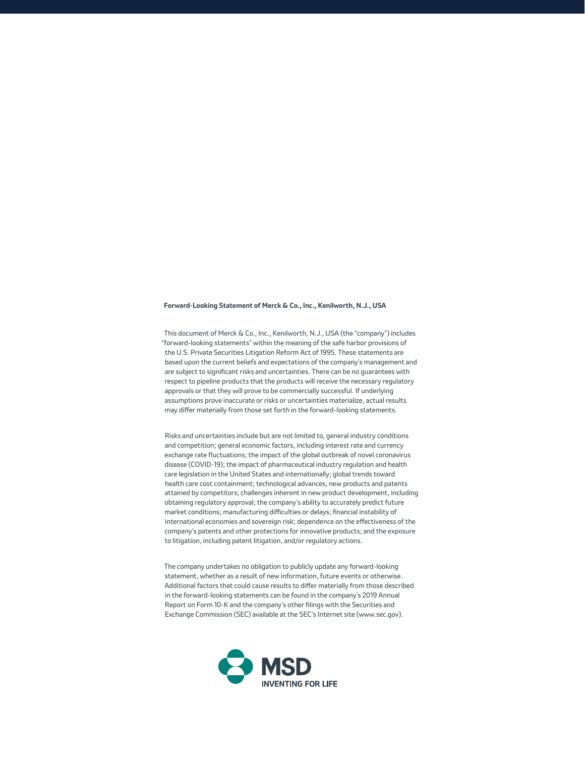**Forward-Looking Statement of Merck & Co., Inc., Kenilworth, N.J., USA**

This document of Merck & Co., Inc., Kenilworth, N.J., USA (the "company") includes "forward-looking statements" within the meaning of the safe harbor provisions of the U.S. Private Securities Litigation Reform Act of 1995. These statements are based upon the current beliefs and expectations of the company's management and are subject to significant risks and uncertainties. There can be no guarantees with respect to pipeline products that the products will receive the necessary regulatory approvals or that they will prove to be commercially successful. If underlying assumptions prove inaccurate or risks or uncertainties materialize, actual results may differ materially from those set forth in the forward-looking statements.

Risks and uncertainties include but are not limited to, general industry conditions and competition; general economic factors, including interest rate and currency exchange rate fluctuations; the impact of the global outbreak of novel coronavirus disease (COVID-19); the impact of pharmaceutical industry regulation and health care legislation in the United States and internationally; global trends toward health care cost containment; technological advances, new products and patents attained by competitors; challenges inherent in new product development, including obtaining regulatory approval; the company's ability to accurately predict future market conditions; manufacturing difficulties or delays; financial instability of international economies and sovereign risk; dependence on the effectiveness of the company's patents and other protections for innovative products; and the exposure to litigation, including patent litigation, and/or regulatory actions.

The company undertakes no obligation to publicly update any forward-looking statement, whether as a result of new information, future events or otherwise. Additional factors that could cause results to differ materially from those described in the forward-looking statements can be found in the company's 2019 Annual Report on Form 10-K and the company's other filings with the Securities and Exchange Commission (SEC) available at the SEC's Internet site (www.sec.gov).

MSD
INVENTING FOR LIFE